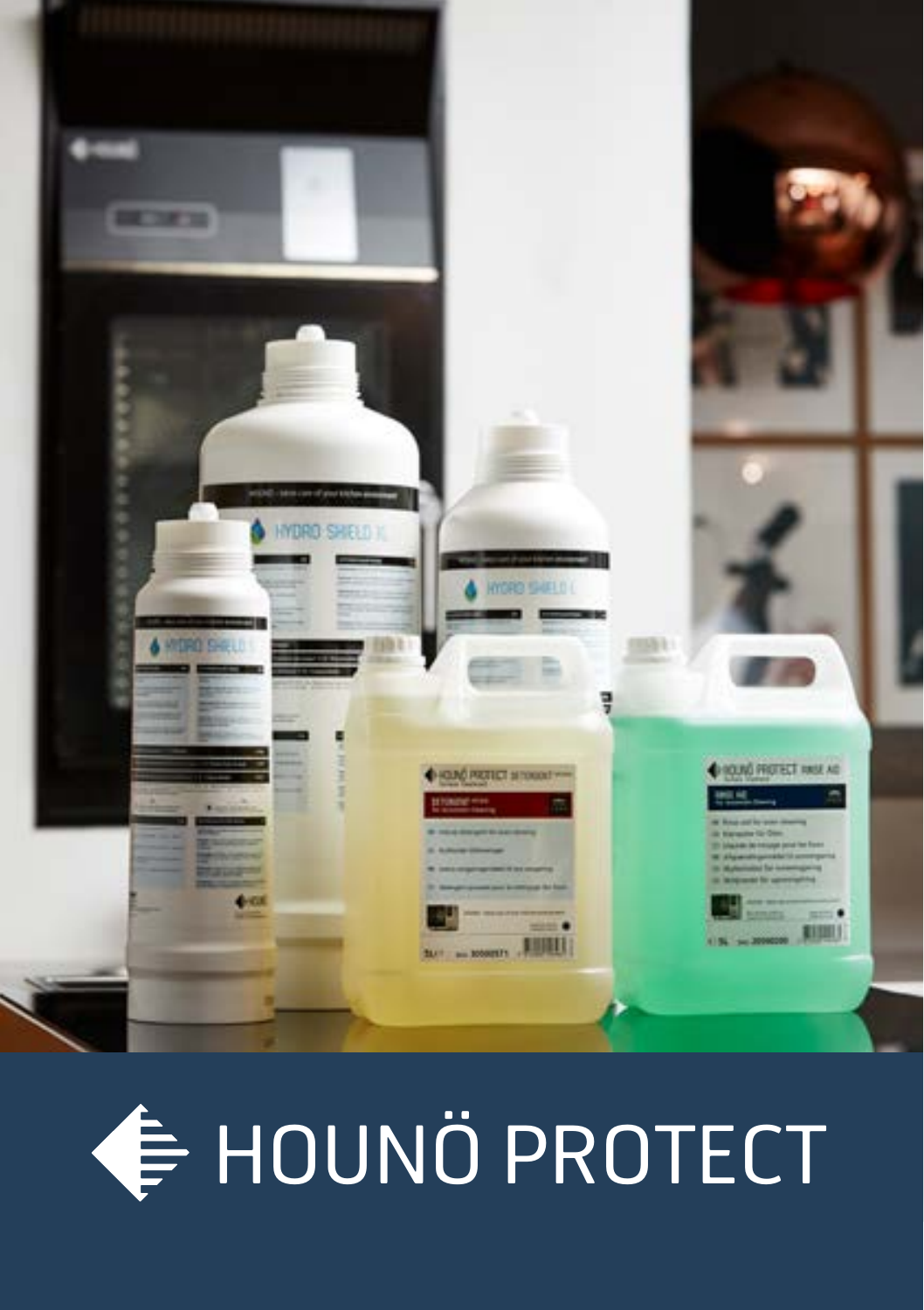# HOUNÖ PROTECT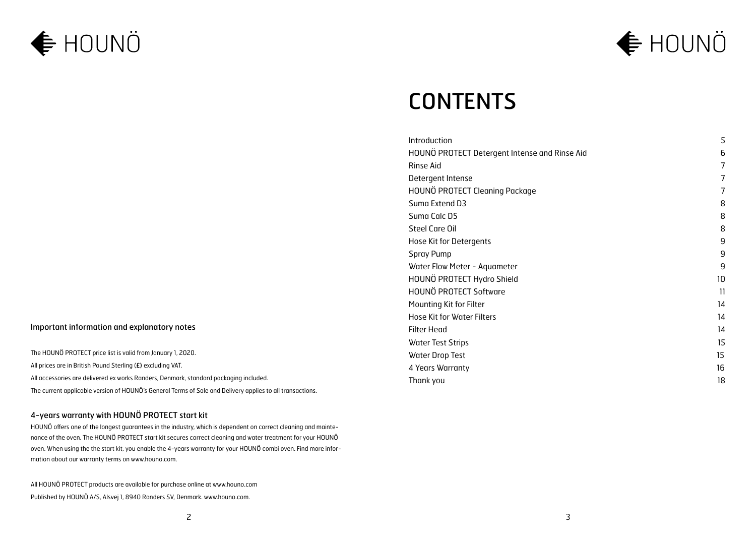HOUNÖ

### Important information and explanatory notes

The HOUNÖ PROTECT price list is valid from January 1, 2020.

All prices are in British Pound Sterling (£) excluding VAT.

All accessories are delivered ex works Randers, Denmark, standard packaging included.

The current applicable version of HOUNÖ's General Terms of Sale and Delivery applies to all transactions.

### 4-years warranty with HOUNÖ PROTECT start kit

HOUNÖ offers one of the longest guarantees in the industry, which is dependent on correct cleaning and maintenance of the oven. The HOUNÖ PROTECT start kit secures correct cleaning and water treatment for your HOUNÖ oven. When using the the start kit, you enable the 4-years warranty for your HOUNÖ combi oven. Find more information about our warranty terms on www.houno.com.

All HOUNÖ PROTECT products are available for purchase online at www.houno.com

Published by HOUNÖ A/S, Alsvej 1, 8940 Randers SV, Denmark. www.houno.com.

HOUNÖ

# CONTENTS

| | |
|---|---|
| Introduction | 5 |
| HOUNÖ PROTECT Detergent Intense and Rinse Aid | 6 |
| Rinse Aid | 7 |
| Detergent Intense | 7 |
| HOUNÖ PROTECT Cleaning Package | 7 |
| Suma Extend D3 | 8 |
| Suma Calc D5 | 8 |
| Steel Care Oil | 8 |
| Hose Kit for Detergents | 9 |
| Spray Pump | 9 |
| Water Flow Meter - Aquameter | 9 |
| HOUNÖ PROTECT Hydro Shield | 10 |
| HOUNÖ PROTECT Software | 11 |
| Mounting Kit for Filter | 14 |
| Hose Kit for Water Filters | 14 |
| Filter Head | 14 |
| Water Test Strips | 15 |
| Water Drop Test | 15 |
| 4 Years Warranty | 16 |
| Thank you | 18 |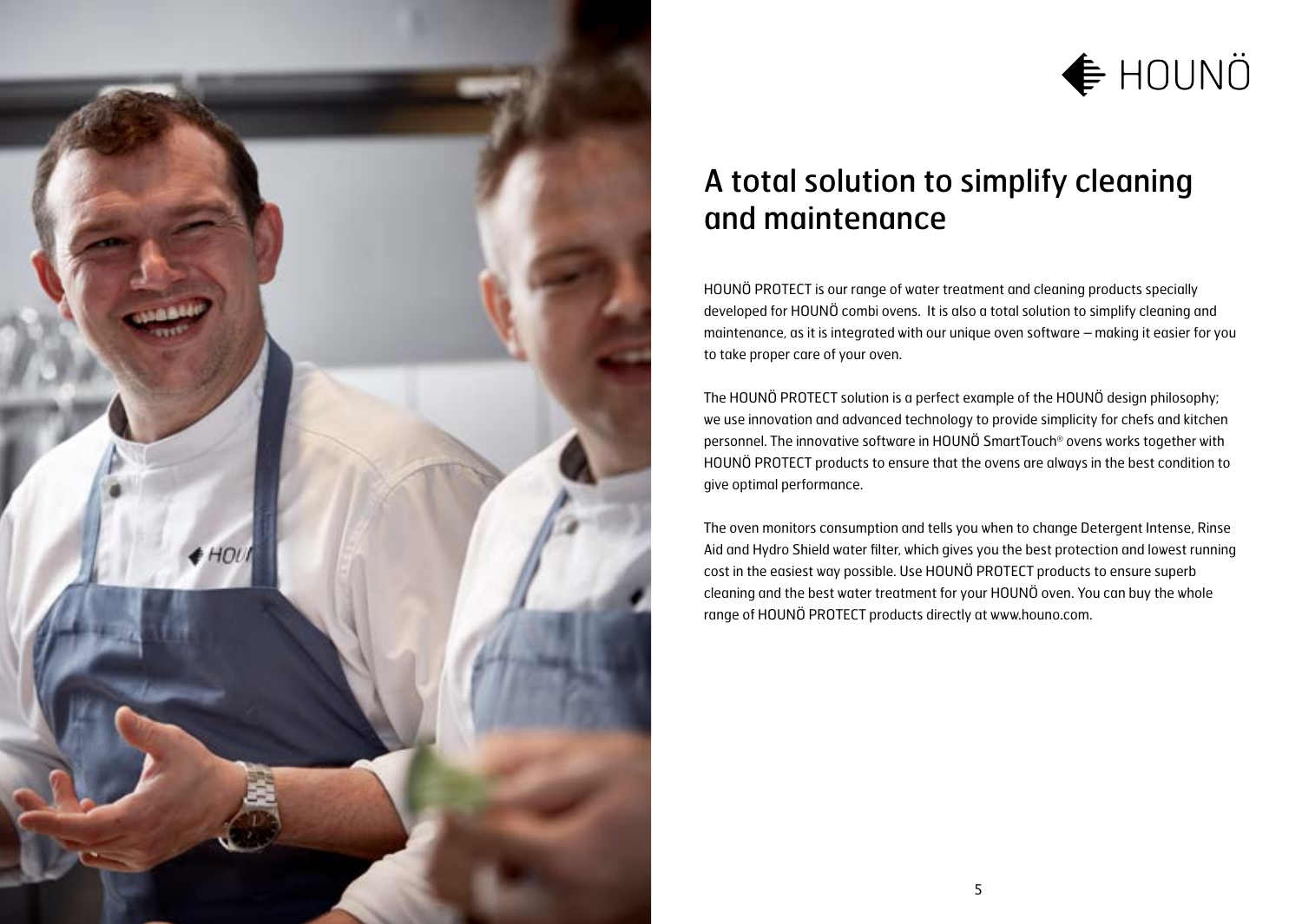# A total solution to simplify cleaning and maintenance

HOUNÖ PROTECT is our range of water treatment and cleaning products specially developed for HOUNÖ combi ovens. It is also a total solution to simplify cleaning and maintenance, as it is integrated with our unique oven software – making it easier for you to take proper care of your oven.

The HOUNÖ PROTECT solution is a perfect example of the HOUNÖ design philosophy; we use innovation and advanced technology to provide simplicity for chefs and kitchen personnel. The innovative software in HOUNÖ SmartTouch® ovens works together with HOUNÖ PROTECT products to ensure that the ovens are always in the best condition to give optimal performance.

The oven monitors consumption and tells you when to change Detergent Intense, Rinse Aid and Hydro Shield water filter, which gives you the best protection and lowest running cost in the easiest way possible. Use HOUNÖ PROTECT products to ensure superb cleaning and the best water treatment for your HOUNÖ oven. You can buy the whole range of HOUNÖ PROTECT products directly at www.houno.com.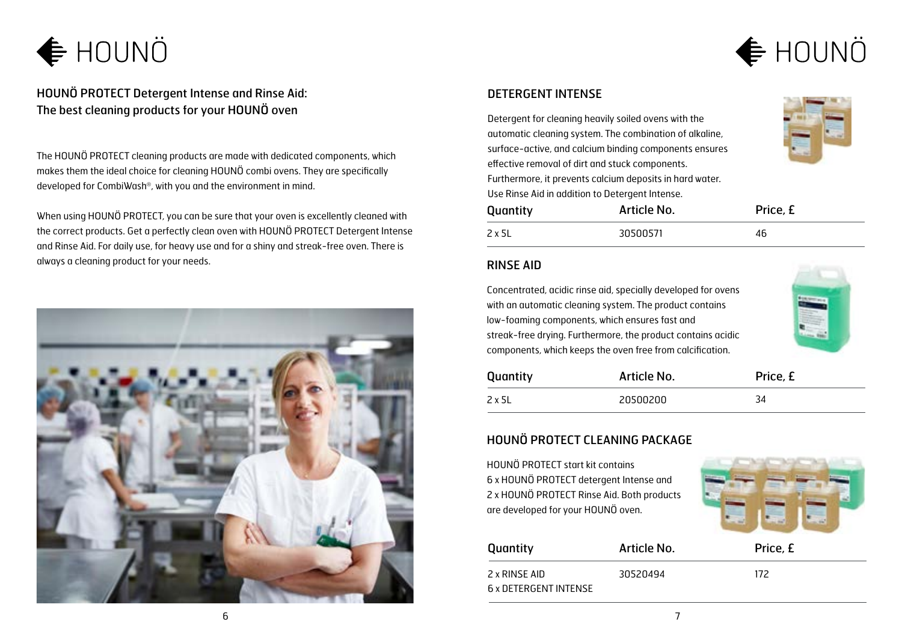## HOUNÖ PROTECT Detergent Intense and Rinse Aid: The best cleaning products for your HOUNÖ oven

The HOUNÖ PROTECT cleaning products are made with dedicated components, which makes them the ideal choice for cleaning HOUNÖ combi ovens. They are specifically developed for CombiWash®, with you and the environment in mind.

When using HOUNÖ PROTECT, you can be sure that your oven is excellently cleaned with the correct products. Get a perfectly clean oven with HOUNÖ PROTECT Detergent Intense and Rinse Aid. For daily use, for heavy use and for a shiny and streak-free oven. There is always a cleaning product for your needs.

### DETERGENT INTENSE

Detergent for cleaning heavily soiled ovens with the automatic cleaning system. The combination of alkaline, surface-active, and calcium binding components ensures effective removal of dirt and stuck components. Furthermore, it prevents calcium deposits in hard water. Use Rinse Aid in addition to Detergent Intense.

| Quantity | Article No. | Price, £ |
| --- | --- | --- |
| 2 x 5L | 30500571 | 46 |

### RINSE AID

Concentrated, acidic rinse aid, specially developed for ovens with an automatic cleaning system. The product contains low-foaming components, which ensures fast and streak-free drying. Furthermore, the product contains acidic components, which keeps the oven free from calcification.

| Quantity | Article No. | Price, £ |
| --- | --- | --- |
| 2 x 5L | 20500200 | 34 |

### HOUNÖ PROTECT CLEANING PACKAGE

HOUNÖ PROTECT start kit contains
6 x HOUNÖ PROTECT detergent Intense and
2 x HOUNÖ PROTECT Rinse Aid. Both products are developed for your HOUNÖ oven.

| Quantity | Article No. | Price, £ |
| --- | --- | --- |
| 2 x RINSE AID<br>6 x DETERGENT INTENSE | 30520494 | 172 |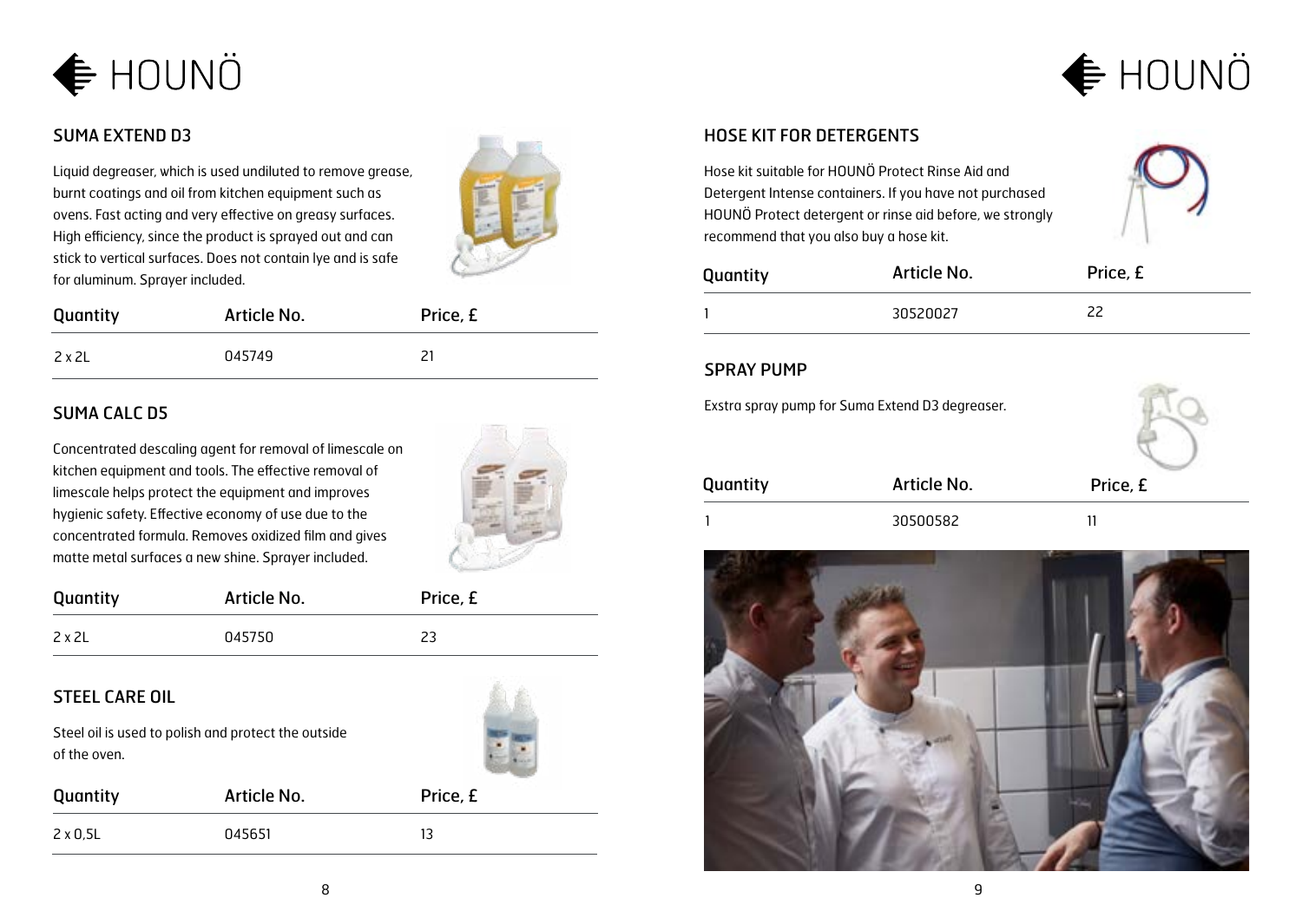## SUMA EXTEND D3

Liquid degreaser, which is used undiluted to remove grease, burnt coatings and oil from kitchen equipment such as ovens. Fast acting and very effective on greasy surfaces. High efficiency, since the product is sprayed out and can stick to vertical surfaces. Does not contain lye and is safe for aluminum. Sprayer included.

| Quantity | Article No. | Price, £ |
|---|---|---|
| 2 x 2L | 045749 | 21 |

## SUMA CALC D5

Concentrated descaling agent for removal of limescale on kitchen equipment and tools. The effective removal of limescale helps protect the equipment and improves hygienic safety. Effective economy of use due to the concentrated formula. Removes oxidized film and gives matte metal surfaces a new shine. Sprayer included.

| Quantity | Article No. | Price, £ |
|---|---|---|
| 2 x 2L | 045750 | 23 |

## STEEL CARE OIL

Steel oil is used to polish and protect the outside of the oven.

| Quantity | Article No. | Price, £ |
|---|---|---|
| 2 x 0,5L | 045651 | 13 |

## HOSE KIT FOR DETERGENTS

Hose kit suitable for HOUNÖ Protect Rinse Aid and Detergent Intense containers. If you have not purchased HOUNÖ Protect detergent or rinse aid before, we strongly recommend that you also buy a hose kit.

| Quantity | Article No. | Price, £ |
|---|---|---|
| 1 | 30520027 | 22 |

## SPRAY PUMP

Exstra spray pump for Suma Extend D3 degreaser.

| Quantity | Article No. | Price, £ |
|---|---|---|
| 1 | 30500582 | 11 |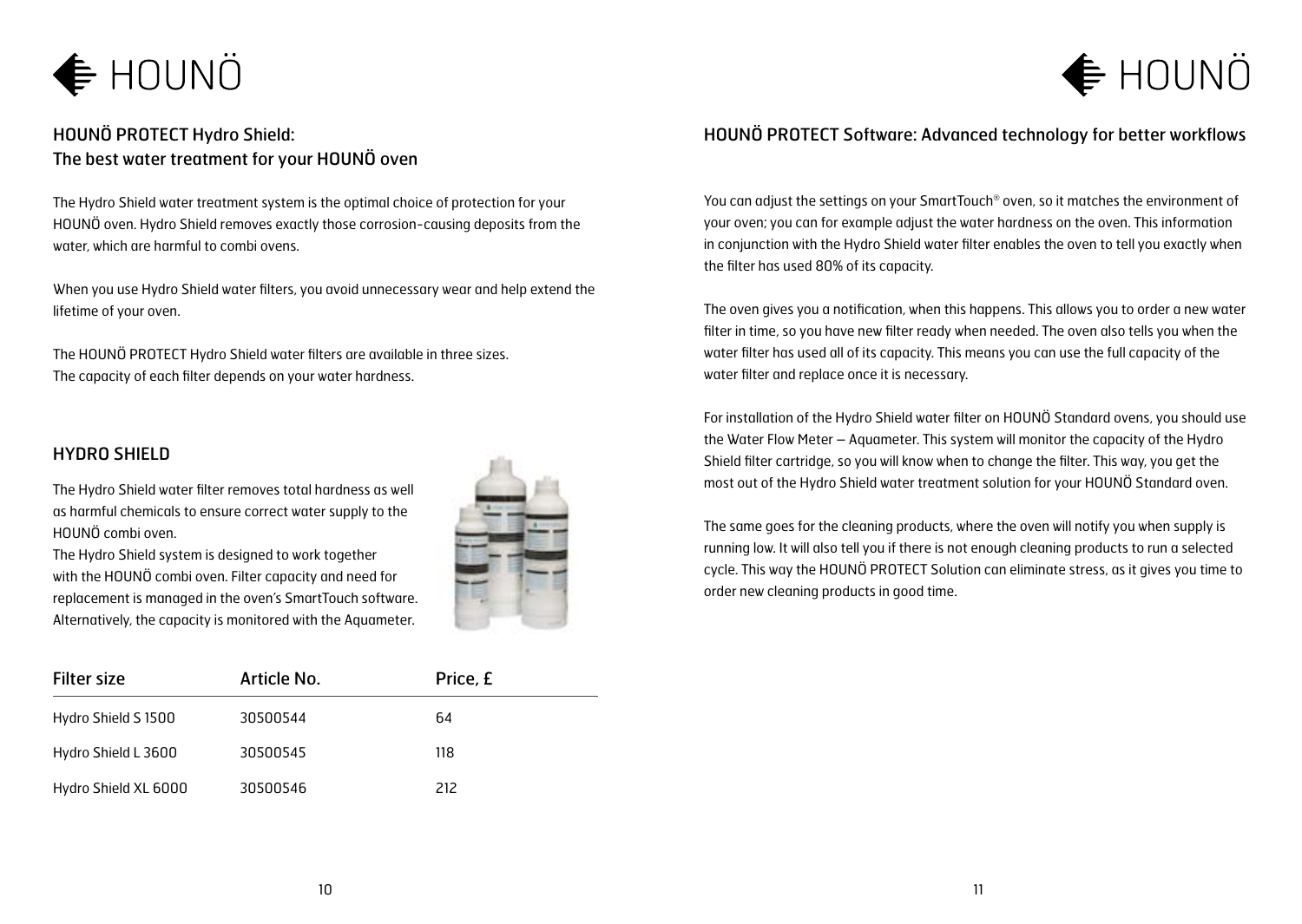## HOUNÖ PROTECT Hydro Shield: The best water treatment for your HOUNÖ oven

The Hydro Shield water treatment system is the optimal choice of protection for your HOUNÖ oven. Hydro Shield removes exactly those corrosion-causing deposits from the water, which are harmful to combi ovens.

When you use Hydro Shield water filters, you avoid unnecessary wear and help extend the lifetime of your oven.

The HOUNÖ PROTECT Hydro Shield water filters are available in three sizes. The capacity of each filter depends on your water hardness.

### HYDRO SHIELD

The Hydro Shield water filter removes total hardness as well as harmful chemicals to ensure correct water supply to the HOUNÖ combi oven.
The Hydro Shield system is designed to work together with the HOUNÖ combi oven. Filter capacity and need for replacement is managed in the oven's SmartTouch software. Alternatively, the capacity is monitored with the Aquameter.

| Filter size | Article No. | Price, £ |
| --- | --- | --- |
| Hydro Shield S 1500 | 30500544 | 64 |
| Hydro Shield L 3600 | 30500545 | 118 |
| Hydro Shield XL 6000 | 30500546 | 212 |

## HOUNÖ PROTECT Software: Advanced technology for better workflows

You can adjust the settings on your SmartTouch® oven, so it matches the environment of your oven; you can for example adjust the water hardness on the oven. This information in conjunction with the Hydro Shield water filter enables the oven to tell you exactly when the filter has used 80% of its capacity.

The oven gives you a notification, when this happens. This allows you to order a new water filter in time, so you have new filter ready when needed. The oven also tells you when the water filter has used all of its capacity. This means you can use the full capacity of the water filter and replace once it is necessary.

For installation of the Hydro Shield water filter on HOUNÖ Standard ovens, you should use the Water Flow Meter – Aquameter. This system will monitor the capacity of the Hydro Shield filter cartridge, so you will know when to change the filter. This way, you get the most out of the Hydro Shield water treatment solution for your HOUNÖ Standard oven.

The same goes for the cleaning products, where the oven will notify you when supply is running low. It will also tell you if there is not enough cleaning products to run a selected cycle. This way the HOUNÖ PROTECT Solution can eliminate stress, as it gives you time to order new cleaning products in good time.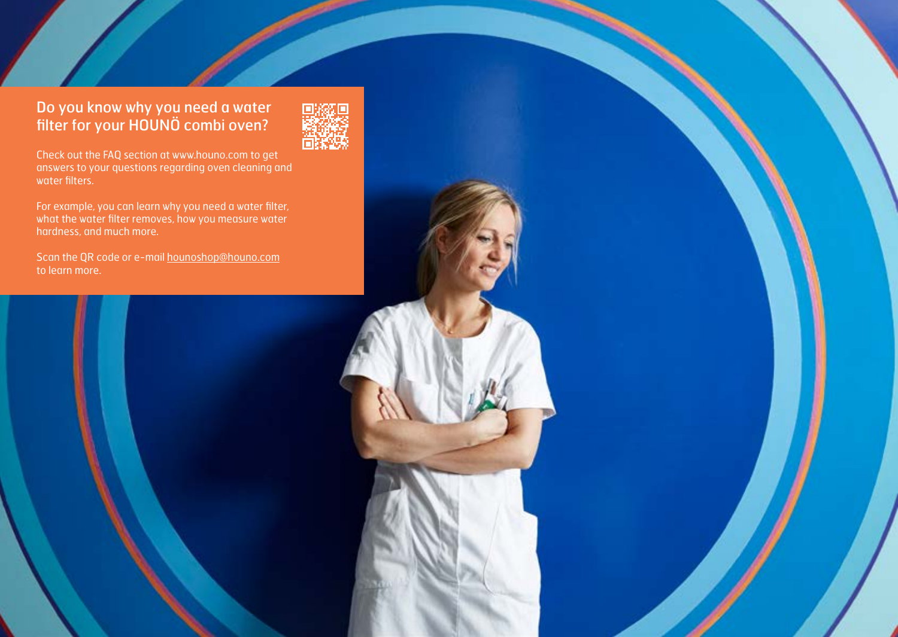## Do you know why you need a water filter for your HOUNÖ combi oven?

Check out the FAQ section at www.houno.com to get answers to your questions regarding oven cleaning and water filters.

For example, you can learn why you need a water filter, what the water filter removes, how you measure water hardness, and much more.

Scan the QR code or e-mail hounoshop@houno.com to learn more.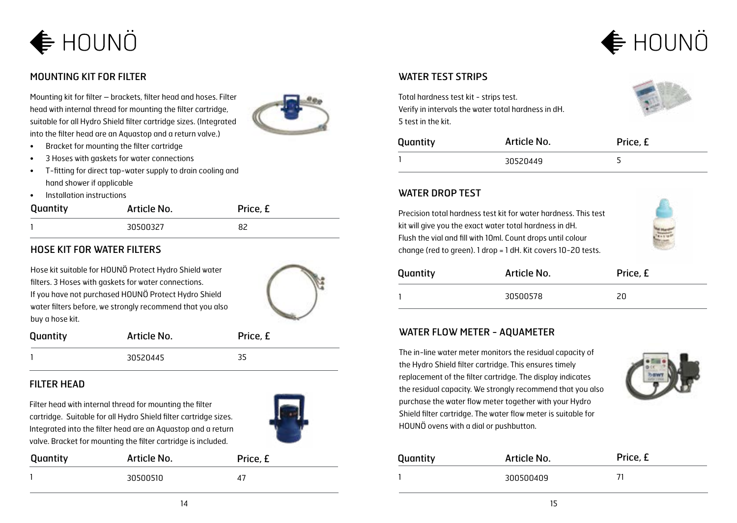## MOUNTING KIT FOR FILTER

Mounting kit for filter – brackets, filter head and hoses. Filter head with internal thread for mounting the filter cartridge, suitable for all Hydro Shield filter cartridge sizes. (Integrated into the filter head are an Aquastop and a return valve.)

- Bracket for mounting the filter cartridge
- 3 Hoses with gaskets for water connections
- T-fitting for direct tap-water supply to drain cooling and hand shower if applicable
- Installation instructions

| Quantity | Article No. | Price, £ |
|---|---|---|
| 1 | 30500327 | 82 |

## HOSE KIT FOR WATER FILTERS

Hose kit suitable for HOUNÖ Protect Hydro Shield water filters. 3 Hoses with gaskets for water connections.
If you have not purchased HOUNÖ Protect Hydro Shield water filters before, we strongly recommend that you also buy a hose kit.

| Quantity | Article No. | Price, £ |
|---|---|---|
| 1 | 30520445 | 35 |

## FILTER HEAD

Filter head with internal thread for mounting the filter cartridge. Suitable for all Hydro Shield filter cartridge sizes. Integrated into the filter head are an Aquastop and a return valve. Bracket for mounting the filter cartridge is included.

| Quantity | Article No. | Price, £ |
|---|---|---|
| 1 | 30500510 | 47 |

## WATER TEST STRIPS

Total hardness test kit - strips test.
Verify in intervals the water total hardness in dH.
5 test in the kit.

| Quantity | Article No. | Price, £ |
|---|---|---|
| 1 | 30520449 | 5 |

## WATER DROP TEST

Precision total hardness test kit for water hardness. This test kit will give you the exact water total hardness in dH.
Flush the vial and fill with 10ml. Count drops until colour change (red to green). 1 drop = 1 dH. Kit covers 10-20 tests.

| Quantity | Article No. | Price, £ |
|---|---|---|
| 1 | 30500578 | 20 |

## WATER FLOW METER - AQUAMETER

The in-line water meter monitors the residual capacity of the Hydro Shield filter cartridge. This ensures timely replacement of the filter cartridge. The display indicates the residual capacity. We strongly recommend that you also purchase the water flow meter together with your Hydro Shield filter cartridge. The water flow meter is suitable for HOUNÖ ovens with a dial or pushbutton.

| Quantity | Article No. | Price, £ |
|---|---|---|
| 1 | 300500409 | 71 |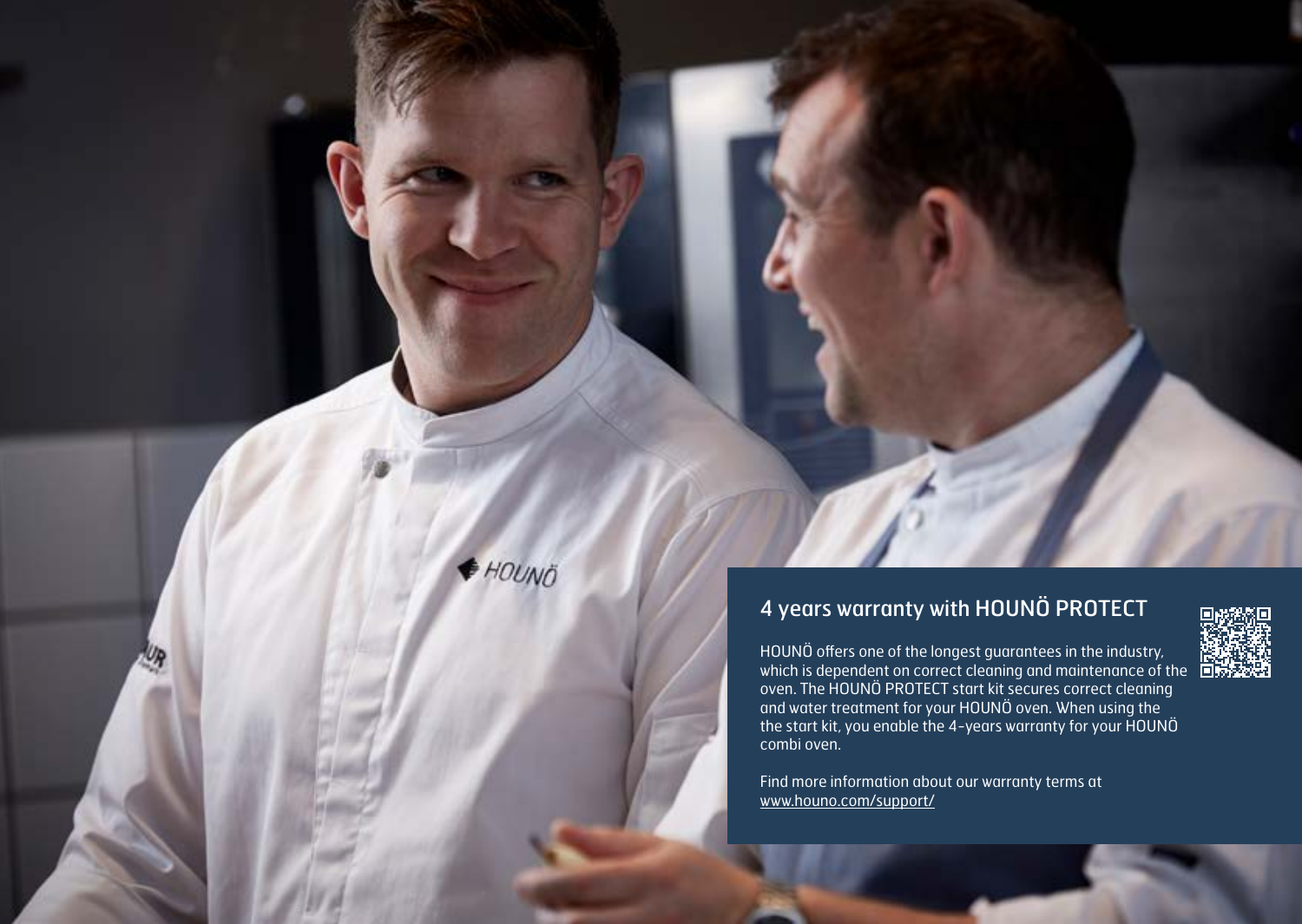## 4 years warranty with HOUNÖ PROTECT

HOUNÖ offers one of the longest guarantees in the industry, which is dependent on correct cleaning and maintenance of the oven. The HOUNÖ PROTECT start kit secures correct cleaning and water treatment for your HOUNÖ oven. When using the the start kit, you enable the 4-years warranty for your HOUNÖ combi oven.

Find more information about our warranty terms at www.houno.com/support/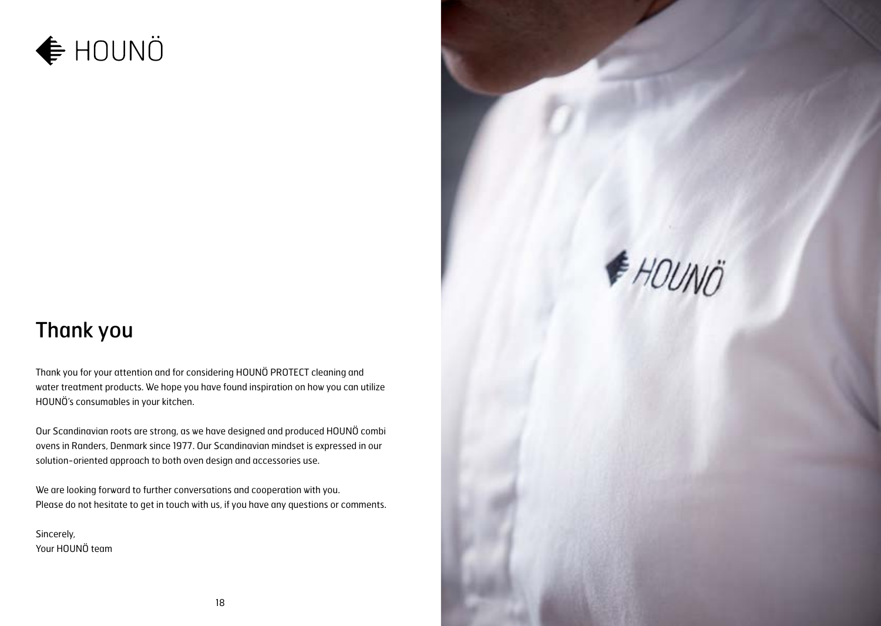HOUNÖ

## Thank you

Thank you for your attention and for considering HOUNÖ PROTECT cleaning and water treatment products. We hope you have found inspiration on how you can utilize HOUNÖ's consumables in your kitchen.

Our Scandinavian roots are strong, as we have designed and produced HOUNÖ combi ovens in Randers, Denmark since 1977. Our Scandinavian mindset is expressed in our solution-oriented approach to both oven design and accessories use.

We are looking forward to further conversations and cooperation with you.
Please do not hesitate to get in touch with us, if you have any questions or comments.

Sincerely,
Your HOUNÖ team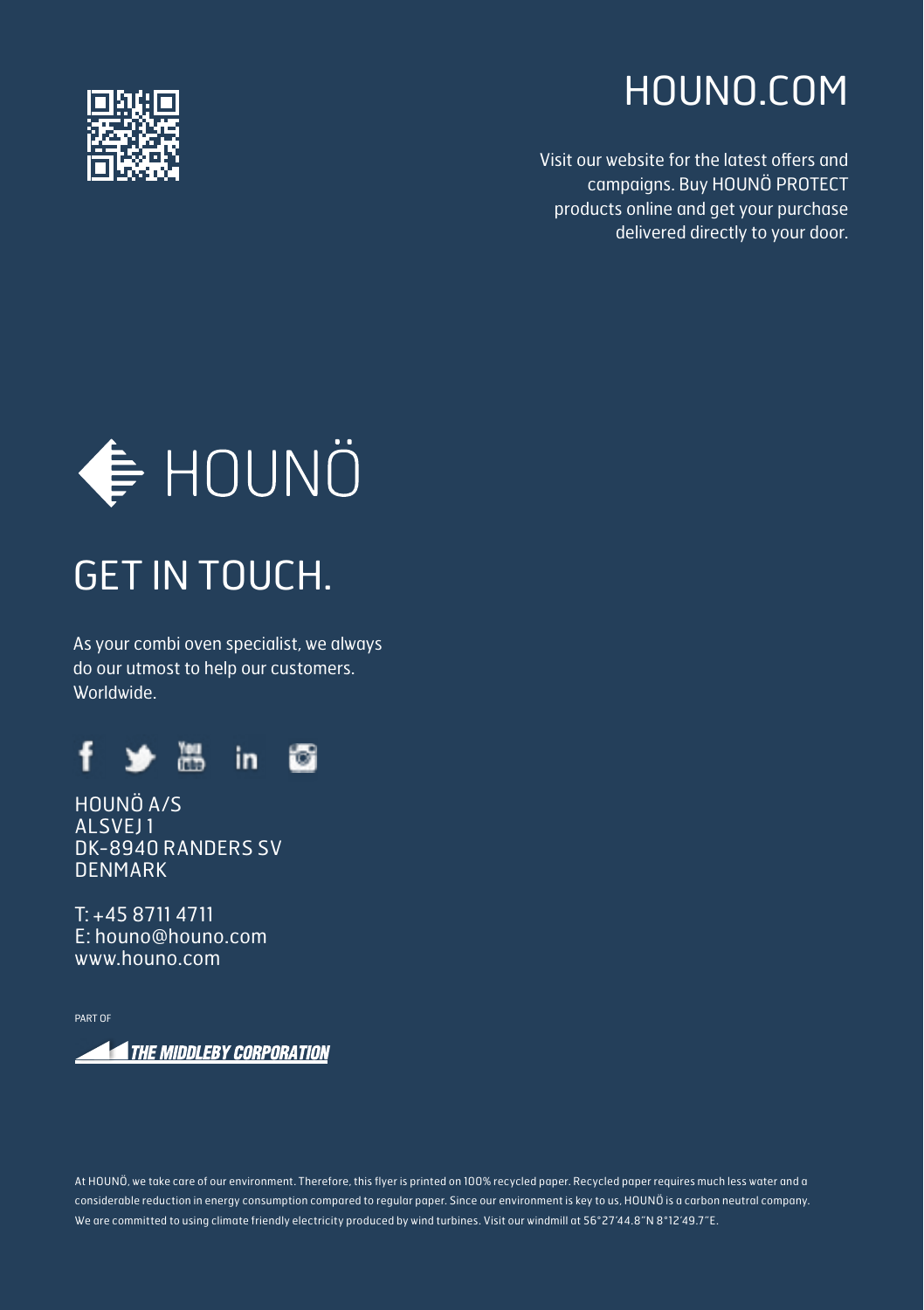# HOUNO.COM

Visit our website for the latest offers and campaigns. Buy HOUNÖ PROTECT products online and get your purchase delivered directly to your door.

HOUNÖ

## GET IN TOUCH.

As your combi oven specialist, we always do our utmost to help our customers. Worldwide.

HOUNÖ A/S
ALSVEJ 1
DK-8940 RANDERS SV
DENMARK

T: +45 8711 4711
E: houno@houno.com
www.houno.com

PART OF

THE MIDDLEBY CORPORATION

At HOUNÖ, we take care of our environment. Therefore, this flyer is printed on 100% recycled paper. Recycled paper requires much less water and a considerable reduction in energy consumption compared to regular paper. Since our environment is key to us, HOUNÖ is a carbon neutral company. We are committed to using climate friendly electricity produced by wind turbines. Visit our windmill at 56°27'44.8"N 8°12'49.7"E.